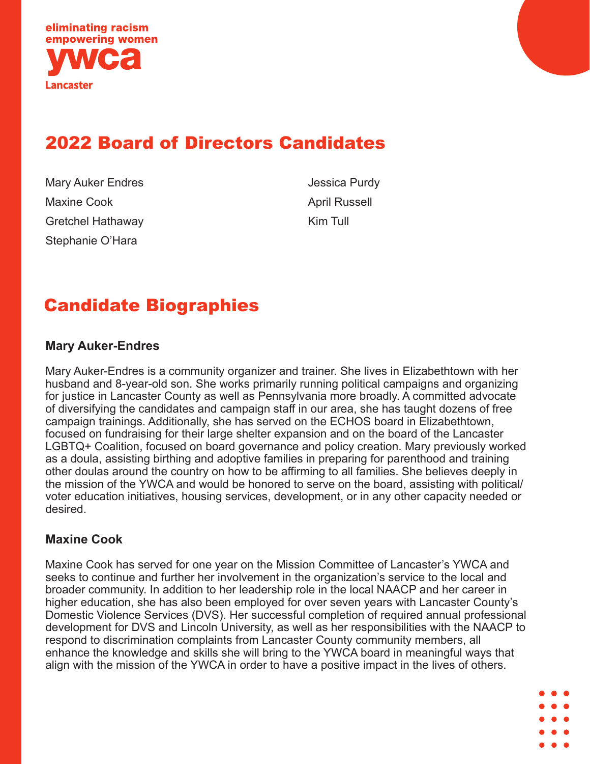eliminating racism
empowering women
ywca
Lancaster

# 2022 Board of Directors Candidates

- Mary Auker Endres
- Maxine Cook
- Gretchel Hathaway
- Stephanie O'Hara
- Jessica Purdy
- April Russell
- Kim Tull

# Candidate Biographies

### Mary Auker-Endres

Mary Auker-Endres is a community organizer and trainer. She lives in Elizabethtown with her husband and 8-year-old son. She works primarily running political campaigns and organizing for justice in Lancaster County as well as Pennsylvania more broadly. A committed advocate of diversifying the candidates and campaign staff in our area, she has taught dozens of free campaign trainings. Additionally, she has served on the ECHOS board in Elizabethtown, focused on fundraising for their large shelter expansion and on the board of the Lancaster LGBTQ+ Coalition, focused on board governance and policy creation. Mary previously worked as a doula, assisting birthing and adoptive families in preparing for parenthood and training other doulas around the country on how to be affirming to all families. She believes deeply in the mission of the YWCA and would be honored to serve on the board, assisting with political/voter education initiatives, housing services, development, or in any other capacity needed or desired.

### Maxine Cook

Maxine Cook has served for one year on the Mission Committee of Lancaster's YWCA and seeks to continue and further her involvement in the organization's service to the local and broader community. In addition to her leadership role in the local NAACP and her career in higher education, she has also been employed for over seven years with Lancaster County's Domestic Violence Services (DVS). Her successful completion of required annual professional development for DVS and Lincoln University, as well as her responsibilities with the NAACP to respond to discrimination complaints from Lancaster County community members, all enhance the knowledge and skills she will bring to the YWCA board in meaningful ways that align with the mission of the YWCA in order to have a positive impact in the lives of others.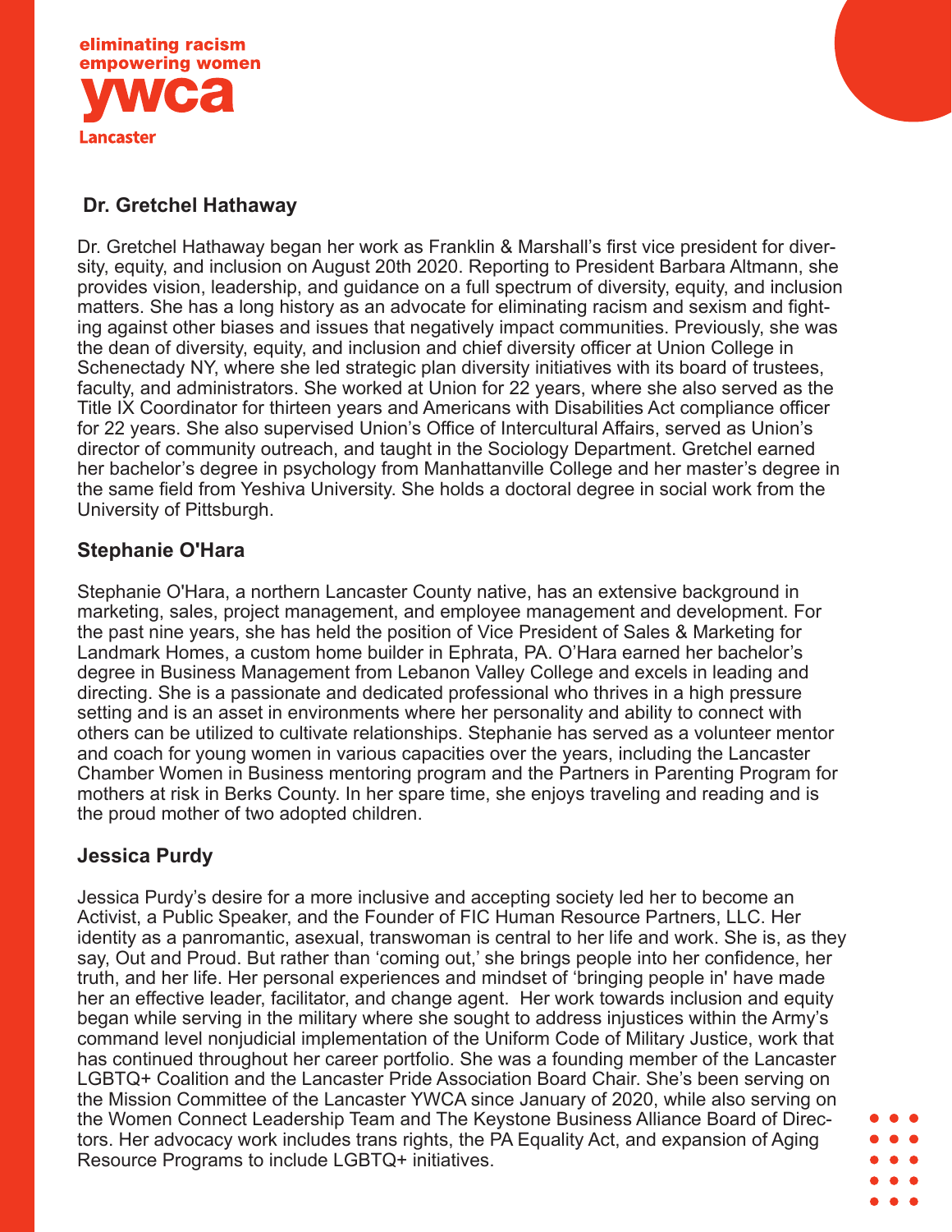eliminating racism
empowering women
ywca
Lancaster

## Dr. Gretchel Hathaway

Dr. Gretchel Hathaway began her work as Franklin & Marshall's first vice president for diversity, equity, and inclusion on August 20th 2020. Reporting to President Barbara Altmann, she provides vision, leadership, and guidance on a full spectrum of diversity, equity, and inclusion matters. She has a long history as an advocate for eliminating racism and sexism and fighting against other biases and issues that negatively impact communities. Previously, she was the dean of diversity, equity, and inclusion and chief diversity officer at Union College in Schenectady NY, where she led strategic plan diversity initiatives with its board of trustees, faculty, and administrators. She worked at Union for 22 years, where she also served as the Title IX Coordinator for thirteen years and Americans with Disabilities Act compliance officer for 22 years. She also supervised Union's Office of Intercultural Affairs, served as Union's director of community outreach, and taught in the Sociology Department. Gretchel earned her bachelor's degree in psychology from Manhattanville College and her master's degree in the same field from Yeshiva University. She holds a doctoral degree in social work from the University of Pittsburgh.

## Stephanie O'Hara

Stephanie O'Hara, a northern Lancaster County native, has an extensive background in marketing, sales, project management, and employee management and development. For the past nine years, she has held the position of Vice President of Sales & Marketing for Landmark Homes, a custom home builder in Ephrata, PA. O'Hara earned her bachelor's degree in Business Management from Lebanon Valley College and excels in leading and directing. She is a passionate and dedicated professional who thrives in a high pressure setting and is an asset in environments where her personality and ability to connect with others can be utilized to cultivate relationships. Stephanie has served as a volunteer mentor and coach for young women in various capacities over the years, including the Lancaster Chamber Women in Business mentoring program and the Partners in Parenting Program for mothers at risk in Berks County. In her spare time, she enjoys traveling and reading and is the proud mother of two adopted children.

## Jessica Purdy

Jessica Purdy's desire for a more inclusive and accepting society led her to become an Activist, a Public Speaker, and the Founder of FIC Human Resource Partners, LLC. Her identity as a panromantic, asexual, transwoman is central to her life and work. She is, as they say, Out and Proud. But rather than 'coming out,' she brings people into her confidence, her truth, and her life. Her personal experiences and mindset of 'bringing people in' have made her an effective leader, facilitator, and change agent. Her work towards inclusion and equity began while serving in the military where she sought to address injustices within the Army's command level nonjudicial implementation of the Uniform Code of Military Justice, work that has continued throughout her career portfolio. She was a founding member of the Lancaster LGBTQ+ Coalition and the Lancaster Pride Association Board Chair. She's been serving on the Mission Committee of the Lancaster YWCA since January of 2020, while also serving on the Women Connect Leadership Team and The Keystone Business Alliance Board of Directors. Her advocacy work includes trans rights, the PA Equality Act, and expansion of Aging Resource Programs to include LGBTQ+ initiatives.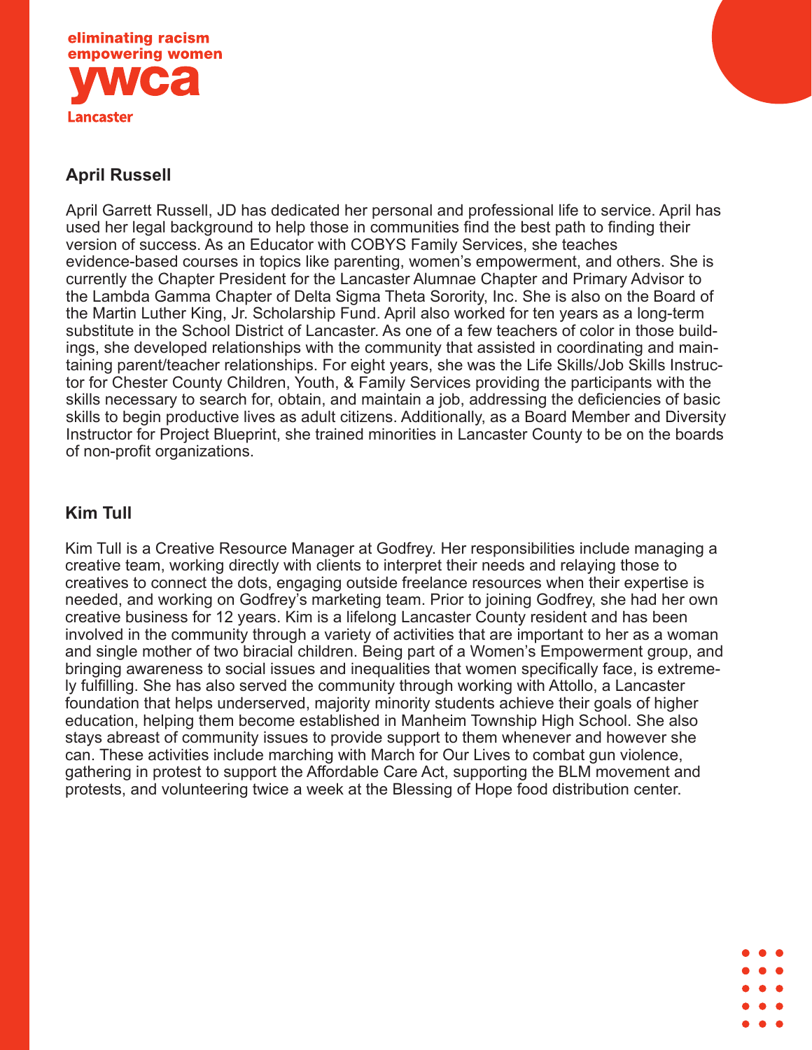eliminating racism
empowering women
ywca
Lancaster

## April Russell

April Garrett Russell, JD has dedicated her personal and professional life to service. April has used her legal background to help those in communities find the best path to finding their version of success. As an Educator with COBYS Family Services, she teaches evidence-based courses in topics like parenting, women's empowerment, and others. She is currently the Chapter President for the Lancaster Alumnae Chapter and Primary Advisor to the Lambda Gamma Chapter of Delta Sigma Theta Sorority, Inc. She is also on the Board of the Martin Luther King, Jr. Scholarship Fund. April also worked for ten years as a long-term substitute in the School District of Lancaster. As one of a few teachers of color in those buildings, she developed relationships with the community that assisted in coordinating and maintaining parent/teacher relationships. For eight years, she was the Life Skills/Job Skills Instructor for Chester County Children, Youth, & Family Services providing the participants with the skills necessary to search for, obtain, and maintain a job, addressing the deficiencies of basic skills to begin productive lives as adult citizens. Additionally, as a Board Member and Diversity Instructor for Project Blueprint, she trained minorities in Lancaster County to be on the boards of non-profit organizations.

## Kim Tull

Kim Tull is a Creative Resource Manager at Godfrey. Her responsibilities include managing a creative team, working directly with clients to interpret their needs and relaying those to creatives to connect the dots, engaging outside freelance resources when their expertise is needed, and working on Godfrey's marketing team. Prior to joining Godfrey, she had her own creative business for 12 years. Kim is a lifelong Lancaster County resident and has been involved in the community through a variety of activities that are important to her as a woman and single mother of two biracial children. Being part of a Women's Empowerment group, and bringing awareness to social issues and inequalities that women specifically face, is extremely fulfilling. She has also served the community through working with Attollo, a Lancaster foundation that helps underserved, majority minority students achieve their goals of higher education, helping them become established in Manheim Township High School. She also stays abreast of community issues to provide support to them whenever and however she can. These activities include marching with March for Our Lives to combat gun violence, gathering in protest to support the Affordable Care Act, supporting the BLM movement and protests, and volunteering twice a week at the Blessing of Hope food distribution center.